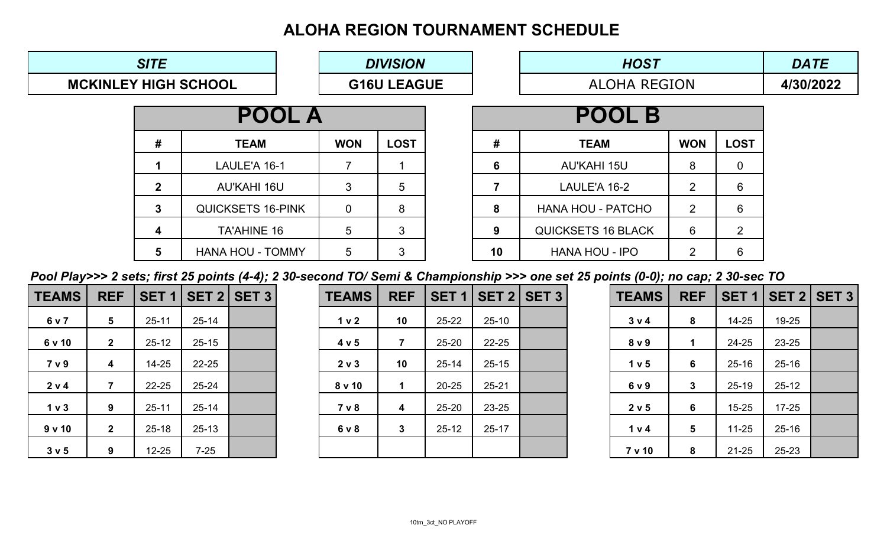# ALOHA REGION TOURNAMENT SCHEDULE

| SITE | DIVISION | HOST | DATE |
|---|---|---|---|
| MCKINLEY HIGH SCHOOL | G16U LEAGUE | ALOHA REGION | 4/30/2022 |

## POOL A

| # | TEAM | WON | LOST |
|---|---|---|---|
| 1 | LAULE'A 16-1 | 7 | 1 |
| 2 | AU'KAHI 16U | 3 | 5 |
| 3 | QUICKSETS 16-PINK | 0 | 8 |
| 4 | TA'AHINE 16 | 5 | 3 |
| 5 | HANA HOU - TOMMY | 5 | 3 |

## POOL B

| # | TEAM | WON | LOST |
|---|---|---|---|
| 6 | AU'KAHI 15U | 8 | 0 |
| 7 | LAULE'A 16-2 | 2 | 6 |
| 8 | HANA HOU - PATCHO | 2 | 6 |
| 9 | QUICKSETS 16 BLACK | 6 | 2 |
| 10 | HANA HOU - IPO | 2 | 6 |

***Pool Play>>> 2 sets; first 25 points (4-4); 2 30-second TO/ Semi & Championship >>> one set 25 points (0-0); no cap; 2 30-sec TO***

| TEAMS | REF | SET 1 | SET 2 | SET 3 |
|---|---|---|---|---|
| 6 v 7 | 5 | 25-11 | 25-14 | |
| 6 v 10 | 2 | 25-12 | 25-15 | |
| 7 v 9 | 4 | 14-25 | 22-25 | |
| 2 v 4 | 7 | 22-25 | 25-24 | |
| 1 v 3 | 9 | 25-11 | 25-14 | |
| 9 v 10 | 2 | 25-18 | 25-13 | |
| 3 v 5 | 9 | 12-25 | 7-25 | |

| TEAMS | REF | SET 1 | SET 2 | SET 3 |
|---|---|---|---|---|
| 1 v 2 | 10 | 25-22 | 25-10 | |
| 4 v 5 | 7 | 25-20 | 22-25 | |
| 2 v 3 | 10 | 25-14 | 25-15 | |
| 8 v 10 | 1 | 20-25 | 25-21 | |
| 7 v 8 | 4 | 25-20 | 23-25 | |
| 6 v 8 | 3 | 25-12 | 25-17 | |
| | | | | |

| TEAMS | REF | SET 1 | SET 2 | SET 3 |
|---|---|---|---|---|
| 3 v 4 | 8 | 14-25 | 19-25 | |
| 8 v 9 | 1 | 24-25 | 23-25 | |
| 1 v 5 | 6 | 25-16 | 25-16 | |
| 6 v 9 | 3 | 25-19 | 25-12 | |
| 2 v 5 | 6 | 15-25 | 17-25 | |
| 1 v 4 | 5 | 11-25 | 25-16 | |
| 7 v 10 | 8 | 21-25 | 25-23 | |

10tm_3ct_NO PLAYOFF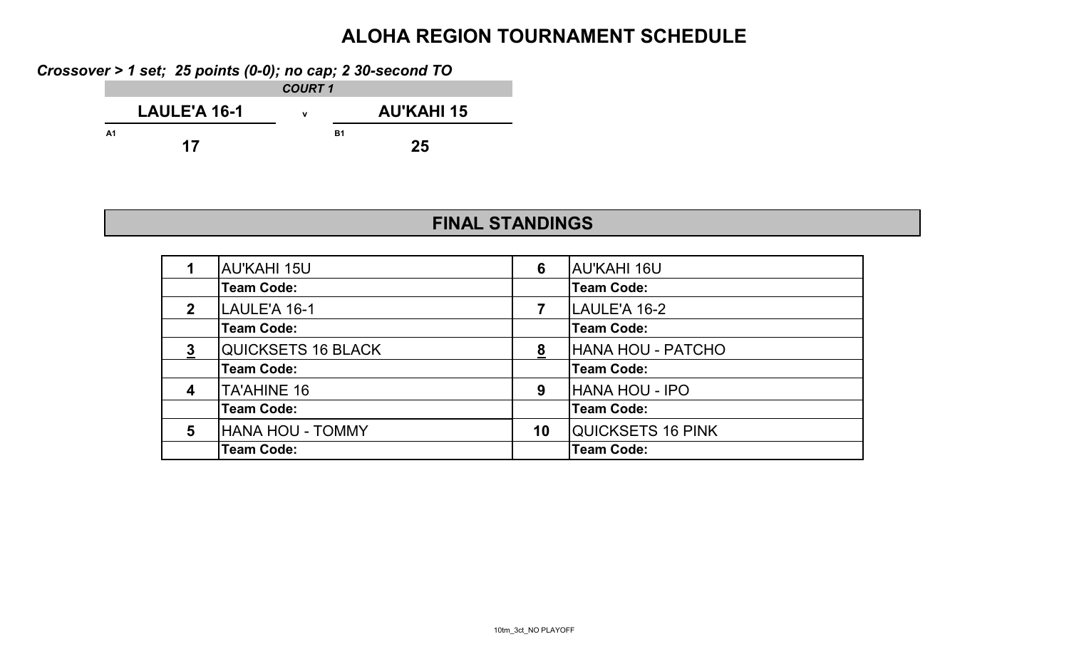# ALOHA REGION TOURNAMENT SCHEDULE

*Crossover > 1 set; 25 points (0-0); no cap; 2 30-second TO*

| COURT 1 | | |
|---|---|---|
| **LAULE'A 16-1** | v | **AU'KAHI 15** |
| A1 | | B1 |
| **17** | | **25** |

## FINAL STANDINGS

| | | | |
|---|---|---|---|
| **1** | AU'KAHI 15U | **6** | AU'KAHI 16U |
| | **Team Code:** | | **Team Code:** |
| **2** | LAULE'A 16-1 | **7** | LAULE'A 16-2 |
| | **Team Code:** | | **Team Code:** |
| **3** | QUICKSETS 16 BLACK | **8** | HANA HOU - PATCHO |
| | **Team Code:** | | **Team Code:** |
| **4** | TA'AHINE 16 | **9** | HANA HOU - IPO |
| | **Team Code:** | | **Team Code:** |
| **5** | HANA HOU - TOMMY | **10** | QUICKSETS 16 PINK |
| | **Team Code:** | | **Team Code:** |

10tm_3ct_NO PLAYOFF